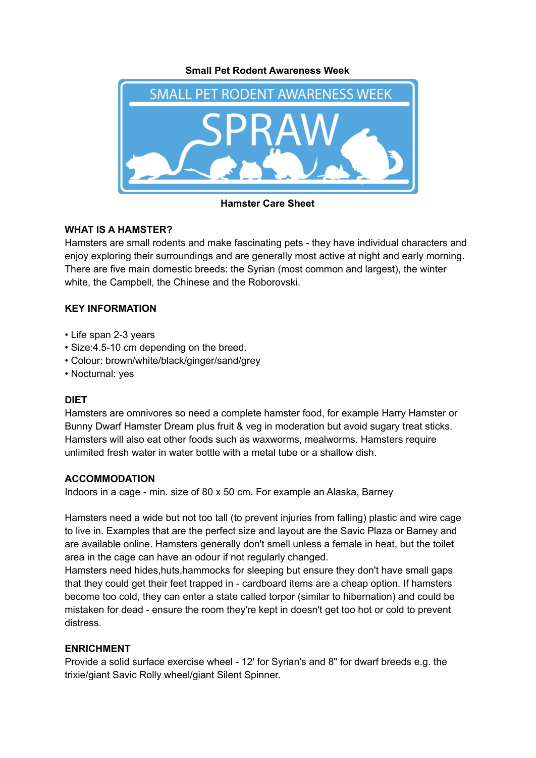**Small Pet Rodent Awareness Week**

**Hamster Care Sheet**

## WHAT IS A HAMSTER?

Hamsters are small rodents and make fascinating pets - they have individual characters and enjoy exploring their surroundings and are generally most active at night and early morning. There are five main domestic breeds: the Syrian (most common and largest), the winter white, the Campbell, the Chinese and the Roborovski.

## KEY INFORMATION

- Life span 2-3 years
- Size:4.5-10 cm depending on the breed.
- Colour: brown/white/black/ginger/sand/grey
- Nocturnal: yes

## DIET

Hamsters are omnivores so need a complete hamster food, for example Harry Hamster or Bunny Dwarf Hamster Dream plus fruit & veg in moderation but avoid sugary treat sticks. Hamsters will also eat other foods such as waxworms, mealworms. Hamsters require unlimited fresh water in water bottle with a metal tube or a shallow dish.

## ACCOMMODATION

Indoors in a cage - min. size of 80 x 50 cm. For example an Alaska, Barney

Hamsters need a wide but not too tall (to prevent injuries from falling) plastic and wire cage to live in. Examples that are the perfect size and layout are the Savic Plaza or Barney and are available online. Hamsters generally don't smell unless a female in heat, but the toilet area in the cage can have an odour if not regularly changed.
Hamsters need hides,huts,hammocks for sleeping but ensure they don't have small gaps that they could get their feet trapped in - cardboard items are a cheap option. If hamsters become too cold, they can enter a state called torpor (similar to hibernation) and could be mistaken for dead - ensure the room they're kept in doesn't get too hot or cold to prevent distress.

## ENRICHMENT

Provide a solid surface exercise wheel - 12' for Syrian's and 8" for dwarf breeds e.g. the trixie/giant Savic Rolly wheel/giant Silent Spinner.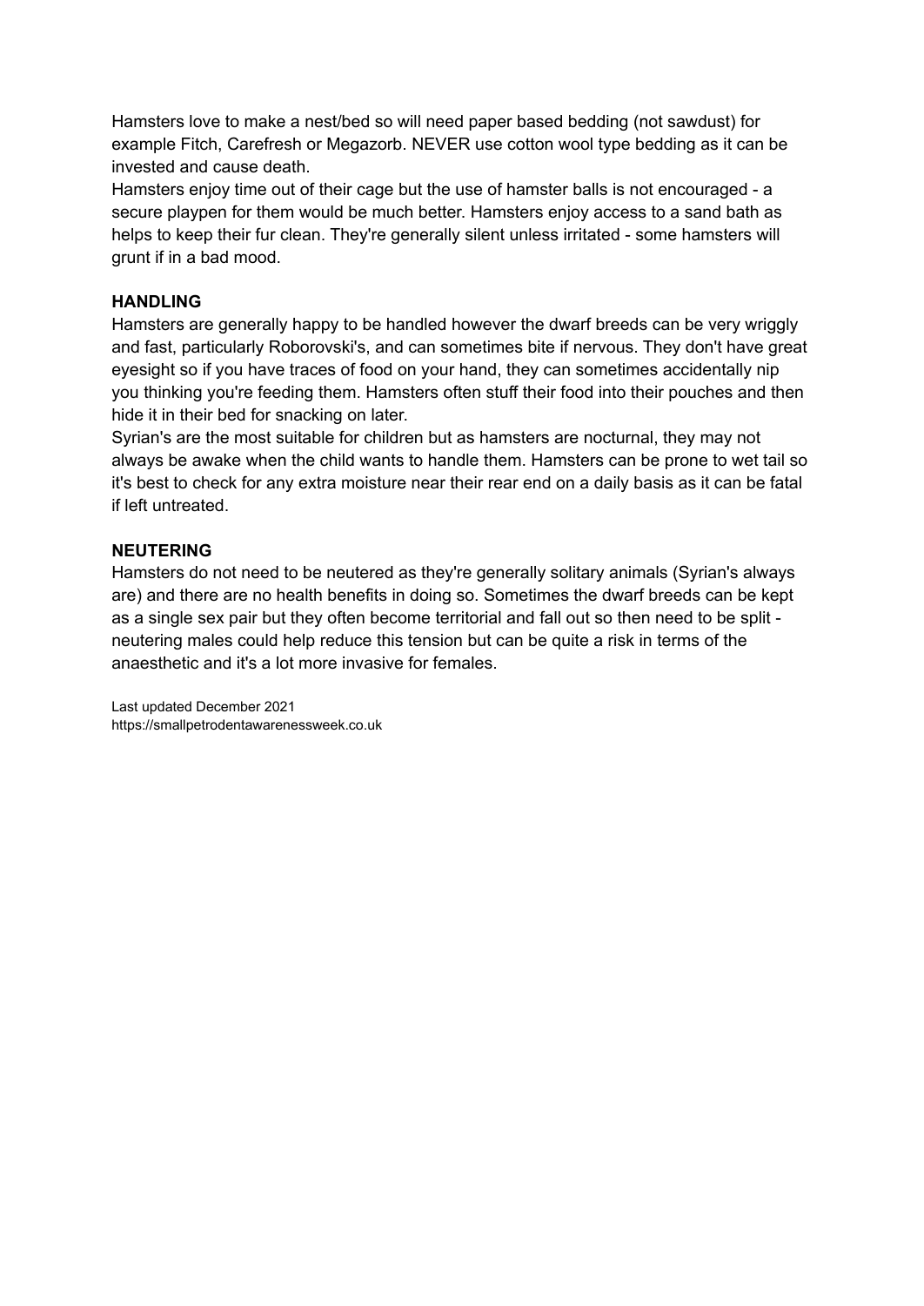Hamsters love to make a nest/bed so will need paper based bedding (not sawdust) for example Fitch, Carefresh or Megazorb. NEVER use cotton wool type bedding as it can be invested and cause death.
Hamsters enjoy time out of their cage but the use of hamster balls is not encouraged - a secure playpen for them would be much better. Hamsters enjoy access to a sand bath as helps to keep their fur clean. They're generally silent unless irritated - some hamsters will grunt if in a bad mood.

**HANDLING**

Hamsters are generally happy to be handled however the dwarf breeds can be very wriggly and fast, particularly Roborovski's, and can sometimes bite if nervous. They don't have great eyesight so if you have traces of food on your hand, they can sometimes accidentally nip you thinking you're feeding them. Hamsters often stuff their food into their pouches and then hide it in their bed for snacking on later.
Syrian's are the most suitable for children but as hamsters are nocturnal, they may not always be awake when the child wants to handle them. Hamsters can be prone to wet tail so it's best to check for any extra moisture near their rear end on a daily basis as it can be fatal if left untreated.

**NEUTERING**

Hamsters do not need to be neutered as they're generally solitary animals (Syrian's always are) and there are no health benefits in doing so. Sometimes the dwarf breeds can be kept as a single sex pair but they often become territorial and fall out so then need to be split - neutering males could help reduce this tension but can be quite a risk in terms of the anaesthetic and it's a lot more invasive for females.

Last updated December 2021
https://smallpetrodentawarenessweek.co.uk